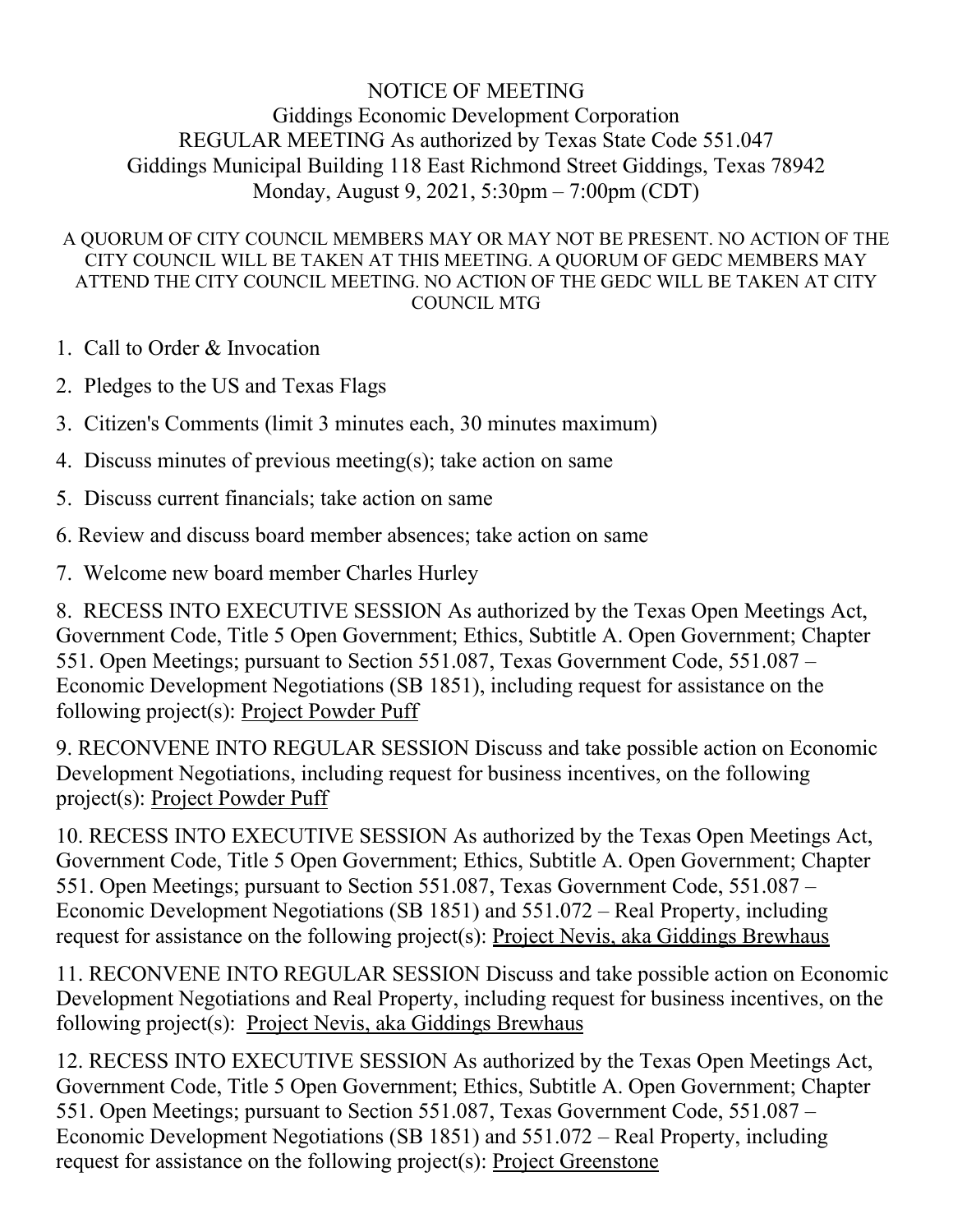# NOTICE OF MEETING

## Giddings Economic Development Corporation

REGULAR MEETING As authorized by Texas State Code 551.047
Giddings Municipal Building 118 East Richmond Street Giddings, Texas 78942
Monday, August 9, 2021, 5:30pm – 7:00pm (CDT)

A QUORUM OF CITY COUNCIL MEMBERS MAY OR MAY NOT BE PRESENT. NO ACTION OF THE CITY COUNCIL WILL BE TAKEN AT THIS MEETING. A QUORUM OF GEDC MEMBERS MAY ATTEND THE CITY COUNCIL MEETING. NO ACTION OF THE GEDC WILL BE TAKEN AT CITY COUNCIL MTG

1. Call to Order & Invocation
2. Pledges to the US and Texas Flags
3. Citizen's Comments (limit 3 minutes each, 30 minutes maximum)
4. Discuss minutes of previous meeting(s); take action on same
5. Discuss current financials; take action on same
6. Review and discuss board member absences; take action on same
7. Welcome new board member Charles Hurley
8. RECESS INTO EXECUTIVE SESSION As authorized by the Texas Open Meetings Act, Government Code, Title 5 Open Government; Ethics, Subtitle A. Open Government; Chapter 551. Open Meetings; pursuant to Section 551.087, Texas Government Code, 551.087 – Economic Development Negotiations (SB 1851), including request for assistance on the following project(s): <u>Project Powder Puff</u>
9. RECONVENE INTO REGULAR SESSION Discuss and take possible action on Economic Development Negotiations, including request for business incentives, on the following project(s): <u>Project Powder Puff</u>
10. RECESS INTO EXECUTIVE SESSION As authorized by the Texas Open Meetings Act, Government Code, Title 5 Open Government; Ethics, Subtitle A. Open Government; Chapter 551. Open Meetings; pursuant to Section 551.087, Texas Government Code, 551.087 – Economic Development Negotiations (SB 1851) and 551.072 – Real Property, including request for assistance on the following project(s): <u>Project Nevis, aka Giddings Brewhaus</u>
11. RECONVENE INTO REGULAR SESSION Discuss and take possible action on Economic Development Negotiations and Real Property, including request for business incentives, on the following project(s): <u>Project Nevis, aka Giddings Brewhaus</u>
12. RECESS INTO EXECUTIVE SESSION As authorized by the Texas Open Meetings Act, Government Code, Title 5 Open Government; Ethics, Subtitle A. Open Government; Chapter 551. Open Meetings; pursuant to Section 551.087, Texas Government Code, 551.087 – Economic Development Negotiations (SB 1851) and 551.072 – Real Property, including request for assistance on the following project(s): <u>Project Greenstone</u>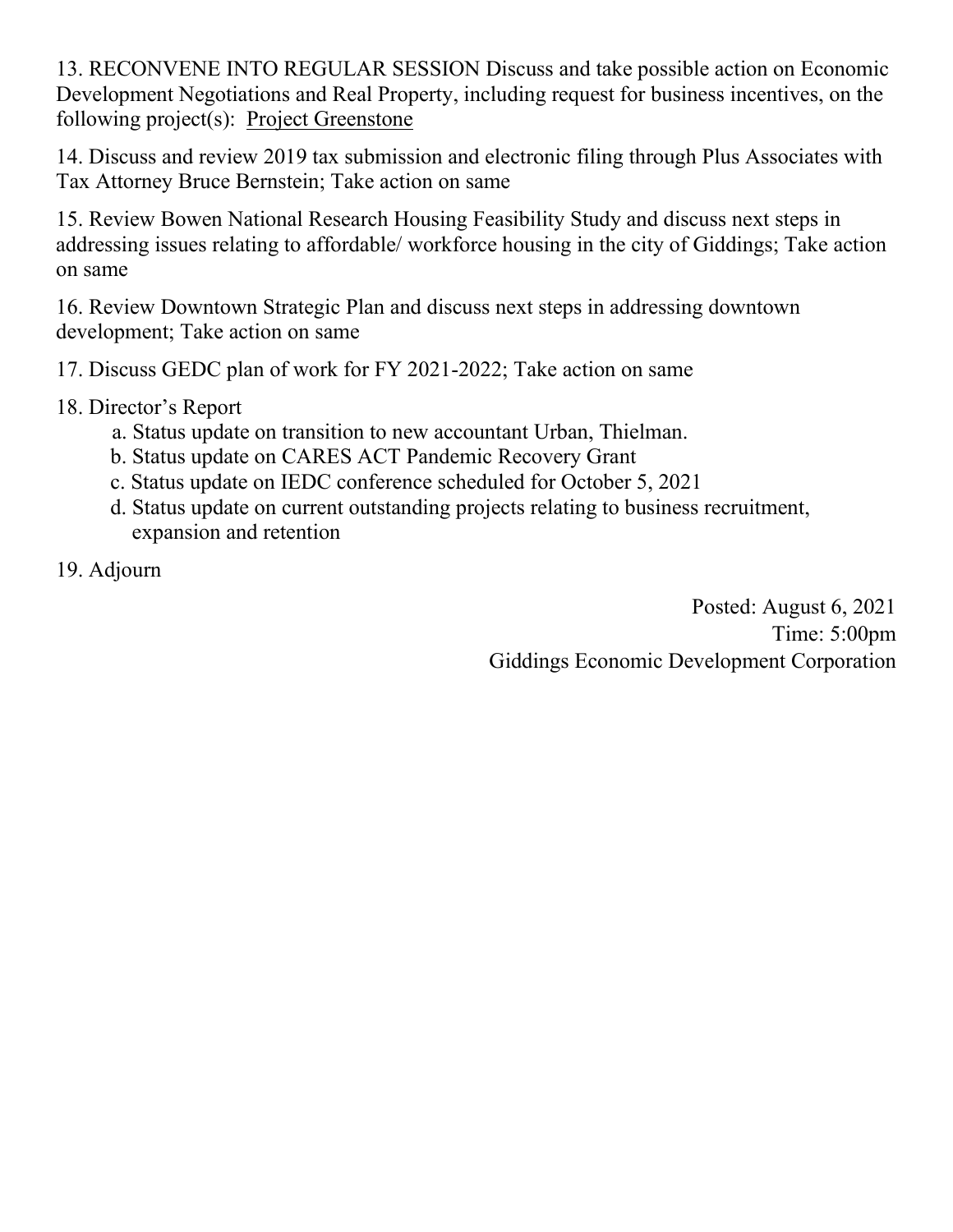13. RECONVENE INTO REGULAR SESSION Discuss and take possible action on Economic Development Negotiations and Real Property, including request for business incentives, on the following project(s): Project Greenstone

14. Discuss and review 2019 tax submission and electronic filing through Plus Associates with Tax Attorney Bruce Bernstein; Take action on same

15. Review Bowen National Research Housing Feasibility Study and discuss next steps in addressing issues relating to affordable/ workforce housing in the city of Giddings; Take action on same

16. Review Downtown Strategic Plan and discuss next steps in addressing downtown development; Take action on same

17. Discuss GEDC plan of work for FY 2021-2022; Take action on same

18. Director's Report
   a. Status update on transition to new accountant Urban, Thielman.
   b. Status update on CARES ACT Pandemic Recovery Grant
   c. Status update on IEDC conference scheduled for October 5, 2021
   d. Status update on current outstanding projects relating to business recruitment, expansion and retention

19. Adjourn

Posted: August 6, 2021
Time: 5:00pm
Giddings Economic Development Corporation